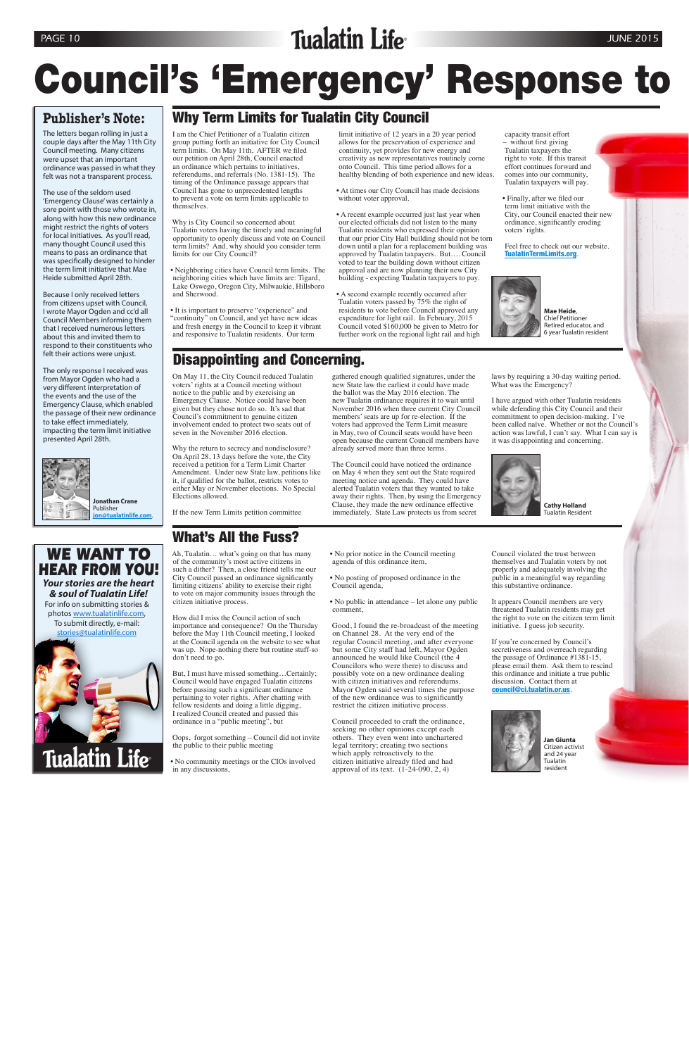# Council's 'Emergency' Response to

## Publisher's Note:

The letters began rolling in just a couple days after the May 11th City Council meeting. Many citizens were upset that an important ordinance was passed in what they felt was not a transparent process.

The use of the seldom used 'Emergency Clause' was certainly a sore point with those who wrote in, along with how this new ordinance might restrict the rights of voters for local initiatives. As you'll read, many thought Council used this means to pass an ordinance that was specifically designed to hinder the term limit initiative that Mae Heide submitted April 28th.

Because I only received letters from citizens upset with Council, I wrote Mayor Ogden and cc'd all Council Members informing them that I received numerous letters about this and invited them to respond to their constituents who felt their actions were unjust.

The only response I received was from Mayor Ogden who had a very different interpretation of the events and the use of the Emergency Clause, which enabled the passage of their new ordinance to take effect immediately, impacting the term limit initiative presented April 28th.

**Jonathan Crane**
Publisher
jon@tualatinlife.com.

## Why Term Limits for Tualatin City Council

I am the Chief Petitioner of a Tualatin citizen group putting forth an initiative for City Council term limits. On May 11th, AFTER we filed our petition on April 28th, Council enacted an ordinance which pertains to initiatives, referendums, and referrals (No. 1381-15). The timing of the Ordinance passage appears that Council has gone to unprecedented lengths to prevent a vote on term limits applicable to themselves.

Why is City Council so concerned about Tualatin voters having the timely and meaningful opportunity to openly discuss and vote on Council term limits? And, why should you consider term limits for our City Council?

- Neighboring cities have Council term limits. The neighboring cities which have limits are: Tigard, Lake Oswego, Oregon City, Milwaukie, Hillsboro and Sherwood.
- It is important to preserve "experience" and "continuity" on Council, and yet have new ideas and fresh energy in the Council to keep it vibrant and responsive to Tualatin residents. Our term limit initiative of 12 years in a 20 year period allows for the preservation of experience and continuity, yet provides for new energy and creativity as new representatives routinely come onto Council. This time period allows for a healthy blending of both experience and new ideas.
- At times our City Council has made decisions without voter approval.
- A recent example occurred just last year when our elected officials did not listen to the many Tualatin residents who expressed their opinion that our prior City Hall building should not be torn down until a plan for a replacement building was approved by Tualatin taxpayers. But.... Council voted to tear the building down without citizen approval and are now planning their new City building - expecting Tualatin taxpayers to pay.
- A second example recently occurred after Tualatin voters passed by 75% the right of residents to vote before Council approved any expenditure for light rail. In February, 2015 Council voted $160,000 be given to Metro for further work on the regional light rail and high capacity transit effort – without first giving Tualatin taxpayers the right to vote. If this transit effort continues forward and comes into our community, Tualatin taxpayers will pay.
- Finally, after we filed our term limit initiative with the City, our Council enacted their new ordinance, significantly eroding voters' rights.

Feel free to check out our website. **TualatinTermLimits.org**.

**Mae Heide**, Chief Petitioner
Retired educator, and 6 year Tualatin resident

## Disappointing and Concerning.

On May 11, the City Council reduced Tualatin voters' rights at a Council meeting without notice to the public and by exercising an Emergency Clause. Notice could have been given but they chose not do so. It's sad that Council's commitment to genuine citizen involvement ended to protect two seats out of seven in the November 2016 election.

Why the return to secrecy and nondisclosure? On April 28, 13 days before the vote, the City received a petition for a Term Limit Charter Amendment. Under new State law, petitions like it, if qualified for the ballot, restricts votes to either May or November elections. No Special Elections allowed.

If the new Term Limits petition committee gathered enough qualified signatures, under the new State law the earliest it could have made the ballot was the May 2016 election. The new Tualatin ordinance requires it to wait until November 2016 when three current City Council members' seats are up for re-election. If the voters had approved the Term Limit measure in May, two of Council seats would have been open because the current Council members have already served more than three terms.

The Council could have noticed the ordinance on May 4 when they sent out the State required meeting notice and agenda. They could have alerted Tualatin voters that they wanted to take away their rights. Then, by using the Emergency Clause, they made the new ordinance effective immediately. State Law protects us from secret laws by requiring a 30-day waiting period. What was the Emergency?

I have argued with other Tualatin residents while defending this City Council and their commitment to open decision-making. I've been called naïve. Whether or not the Council's action was lawful, I can't say. What I can say is it was disappointing and concerning.

**Cathy Holland**
Tualatin Resident

## What's All the Fuss?

Ah, Tualatin… what's going on that has many of the community's most active citizens in such a dither? Then, a close friend tells me our City Council passed an ordinance significantly limiting citizens' ability to exercise their right to vote on major community issues through the citizen initiative process.

How did I miss the Council action of such importance and consequence? On the Thursday before the May 11th Council meeting, I looked at the Council agenda on the website to see what was up. Nope-nothing there but routine stuff-so don't need to go.

But, I must have missed something…Certainly; Council would have engaged Tualatin citizens before passing such a significant ordinance pertaining to voter rights. After chatting with fellow residents and doing a little digging, I realized Council created and passed this ordinance in a "public meeting", but

Oops, forgot something – Council did not invite the public to their public meeting

- No community meetings or the CIOs involved in any discussions,
- No prior notice in the Council meeting agenda of this ordinance item,
- No posting of proposed ordinance in the Council agenda,
- No public in attendance – let alone any public comment,

Good, I found the re-broadcast of the meeting on Channel 28. At the very end of the regular Council meeting, and after everyone but some City staff had left, Mayor Ogden announced he would like Council (the 4 Councilors who were there) to discuss and possibly vote on a new ordinance dealing with citizen initiatives and referendums. Mayor Ogden said several times the purpose of the new ordinance was to significantly restrict the citizen initiative process.

Council proceeded to craft the ordinance, seeking no other opinions except each others. They even went into unchartered legal territory; creating two sections which apply retroactively to the citizen initiative already filed and had approval of its text. (1-24-090, 2, 4)

Council violated the trust between themselves and Tualatin voters by not properly and adequately involving the public in a meaningful way regarding this substantive ordinance.

It appears Council members are very threatened Tualatin residents may get the right to vote on the citizen term limit initiative. I guess job security.

If you're concerned by Council's secretiveness and overreach regarding the passage of Ordinance #1381-15, please email them. Ask them to rescind this ordinance and initiate a true public discussion. Contact them at **council@ci.tualatin.or.us**.

**Jan Giunta**
Citizen activist and 24 year Tualatin resident

## WE WANT TO HEAR FROM YOU!

***Your stories are the heart & soul of Tualatin Life!***

For info on submitting stories & photos www.tualatinlife.com, To submit directly, e-mail: stories@tualatinlife.com

Tualatin Life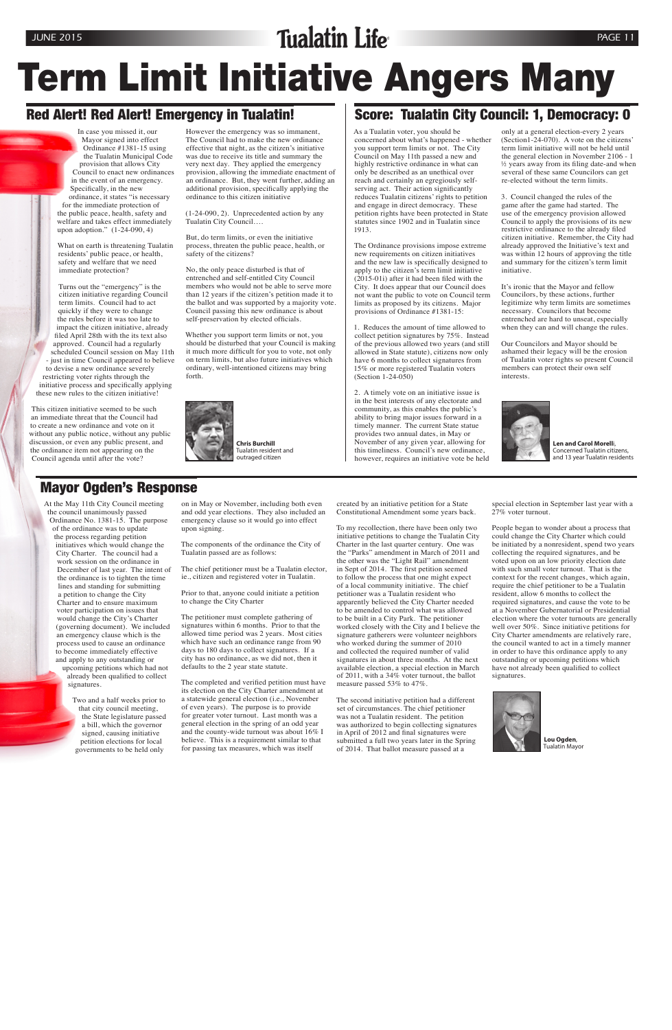# Term Limit Initiative Angers Many

## Red Alert! Red Alert! Emergency in Tualatin!

In case you missed it, our Mayor signed into effect Ordinance #1381-15 using the Tualatin Municipal Code provision that allows City Council to enact new ordinances in the event of an emergency. Specifically, in the new ordinance, it states "is necessary for the immediate protection of the public peace, health, safety and welfare and takes effect immediately upon adoption." (1-24-090, 4)

What on earth is threatening Tualatin residents' public peace, or health, safety and welfare that we need immediate protection?

Turns out the "emergency" is the citizen initiative regarding Council term limits. Council had to act quickly if they were to change the rules before it was too late to impact the citizen initiative, already filed April 28th with the its text also approved. Council had a regularly scheduled Council session on May 11th - just in time Council appeared to believe to devise a new ordinance severely restricting voter rights through the initiative process and specifically applying these new rules to the citizen initiative!

This citizen initiative seemed to be such an immediate threat that the Council had to create a new ordinance and vote on it without any public notice, without any public discussion, or even any public present, and the ordinance item not appearing on the Council agenda until after the vote?

However the emergency was so immanent, The Council had to make the new ordinance effective that night, as the citizen's initiative was due to receive its title and summary the very next day. They applied the emergency provision, allowing the immediate enactment of an ordinance. But, they went further, adding an additional provision, specifically applying the ordinance to this citizen initiative

(1-24-090, 2). Unprecedented action by any Tualatin City Council….

But, do term limits, or even the initiative process, threaten the public peace, health, or safety of the citizens?

No, the only peace disturbed is that of entrenched and self-entitled City Council members who would not be able to serve more than 12 years if the citizen's petition made it to the ballot and was supported by a majority vote. Council passing this new ordinance is about self-preservation by elected officials.

Whether you support term limits or not, you should be disturbed that your Council is making it much more difficult for you to vote, not only on term limits, but also future initiatives which ordinary, well-intentioned citizens may bring forth.

**Chris Burchill**
Tualatin resident and outraged citizen

## Score: Tualatin City Council: 1, Democracy: 0

As a Tualatin voter, you should be concerned about what's happened - whether you support term limits or not. The City Council on May 11th passed a new and highly restrictive ordinance in what can only be described as an unethical over reach and certainly an egregiously self-serving act. Their action significantly reduces Tualatin citizens' rights to petition and engage in direct democracy. These petition rights have been protected in State statutes since 1902 and in Tualatin since 1913.

The Ordinance provisions impose extreme new requirements on citizen initiatives and the new law is specifically designed to apply to the citizen's term limit initiative (2015-01i) after it had been filed with the City. It does appear that our Council does not want the public to vote on Council term limits as proposed by its citizens. Major provisions of Ordinance #1381-15:

1. Reduces the amount of time allowed to collect petition signatures by 75%. Instead of the previous allowed two years (and still allowed in State statute), citizens now only have 6 months to collect signatures from 15% or more registered Tualatin voters (Section 1-24-050)

2. A timely vote on an initiative issue is in the best interests of any electorate and community, as this enables the public's ability to bring major issues forward in a timely manner. The current State statute provides two annual dates, in May or November of any given year, allowing for this timeliness. Council's new ordinance, however, requires an initiative vote be held only at a general election-every 2 years (Section1-24-070). A vote on the citizens' term limit initiative will not be held until the general election in November 2106 - 1 ½ years away from its filing date and when several of these same Councilors can get re-elected without the term limits.

3. Council changed the rules of the game after the game had started. The use of the emergency provision allowed Council to apply the provisions of its new restrictive ordinance to the already filed citizen initiative. Remember, the City had already approved the Initiative's text and was within 12 hours of approving the title and summary for the citizen's term limit initiative.

It's ironic that the Mayor and fellow Councilors, by these actions, further legitimize why term limits are sometimes necessary. Councilors that become entrenched are hard to unseat, especially when they can and will change the rules.

Our Councilors and Mayor should be ashamed their legacy will be the erosion of Tualatin voter rights so present Council members can protect their own self interests.

**Len and Carol Morelli**,
Concerned Tualatin citizens, and 13 year Tualatin residents

## Mayor Ogden's Response

At the May 11th City Council meeting the council unanimously passed Ordinance No. 1381-15. The purpose of the ordinance was to update the process regarding petition initiatives which would change the City Charter. The council had a work session on the ordinance in December of last year. The intent of the ordinance is to tighten the time lines and standing for submitting a petition to change the City Charter and to ensure maximum voter participation on issues that would change the City's Charter (governing document). We included an emergency clause which is the process used to cause an ordinance to become immediately effective and apply to any outstanding or upcoming petitions which had not already been qualified to collect signatures.

Two and a half weeks prior to that city council meeting, the State legislature passed a bill, which the governor signed, causing initiative petition elections for local governments to be held only on in May or November, including both even and odd year elections. They also included an emergency clause so it would go into effect upon signing.

The components of the ordinance the City of Tualatin passed are as follows:

The chief petitioner must be a Tualatin elector, ie., citizen and registered voter in Tualatin.

Prior to that, anyone could initiate a petition to change the City Charter

The petitioner must complete gathering of signatures within 6 months. Prior to that the allowed time period was 2 years. Most cities which have such an ordinance range from 90 days to 180 days to collect signatures. If a city has no ordinance, as we did not, then it defaults to the 2 year state statute.

The completed and verified petition must have its election on the City Charter amendment at a statewide general election (i.e., November of even years). The purpose is to provide for greater voter turnout. Last month was a general election in the spring of an odd year and the county-wide turnout was about 16% I believe. This is a requirement similar to that for passing tax measures, which was itself created by an initiative petition for a State Constitutional Amendment some years back.

To my recollection, there have been only two initiative petitions to change the Tualatin City Charter in the last quarter century. One was the "Parks" amendment in March of 2011 and the other was the "Light Rail" amendment in Sept of 2014. The first petition seemed to follow the process that one might expect of a local community initiative. The chief petitioner was a Tualatin resident who apparently believed the City Charter needed to be amended to control what was allowed to be built in a City Park. The petitioner worked closely with the City and I believe the signature gatherers were volunteer neighbors who worked during the summer of 2010 and collected the required number of valid signatures in about three months. At the next available election, a special election in March of 2011, with a 34% voter turnout, the ballot measure passed 53% to 47%.

The second initiative petition had a different set of circumstances. The chief petitioner was not a Tualatin resident. The petition was authorized to begin collecting signatures in April of 2012 and final signatures were submitted a full two years later in the Spring of 2014. That ballot measure passed at a special election in September last year with a 27% voter turnout.

People began to wonder about a process that could change the City Charter which could be initiated by a nonresident, spend two years collecting the required signatures, and be voted upon on an low priority election date with such small voter turnout. That is the context for the recent changes, which again, require the chief petitioner to be a Tualatin resident, allow 6 months to collect the required signatures, and cause the vote to be at a November Gubernatorial or Presidential election where the voter turnouts are generally well over 50%. Since initiative petitions for City Charter amendments are relatively rare, the council wanted to act in a timely manner in order to have this ordinance apply to any outstanding or upcoming petitions which have not already been qualified to collect signatures.

**Lou Ogden**,
Tualatin Mayor